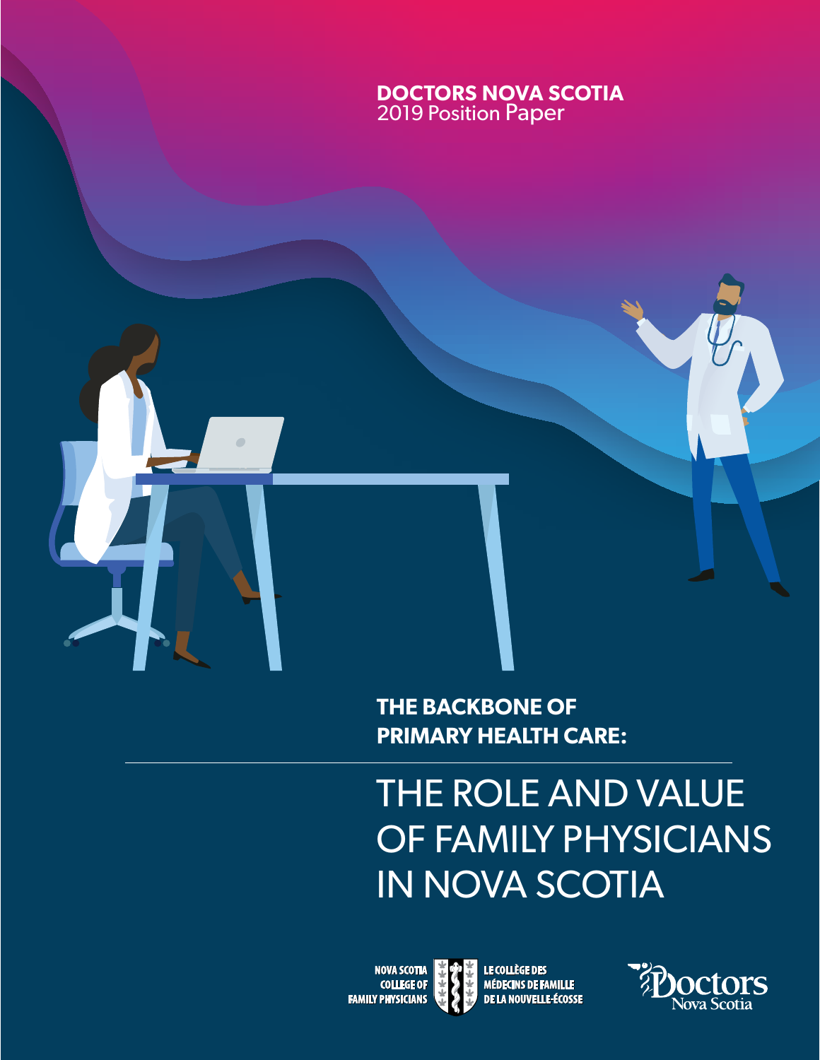**DOCTORS NOVA SCOTIA**
2019 Position Paper

**THE BACKBONE OF PRIMARY HEALTH CARE:**

# THE ROLE AND VALUE OF FAMILY PHYSICIANS IN NOVA SCOTIA

NOVA SCOTIA COLLEGE OF FAMILY PHYSICIANS
LE COLLÈGE DES MÉDECINS DE FAMILLE DE LA NOUVELLE-ÉCOSSE

Doctors Nova Scotia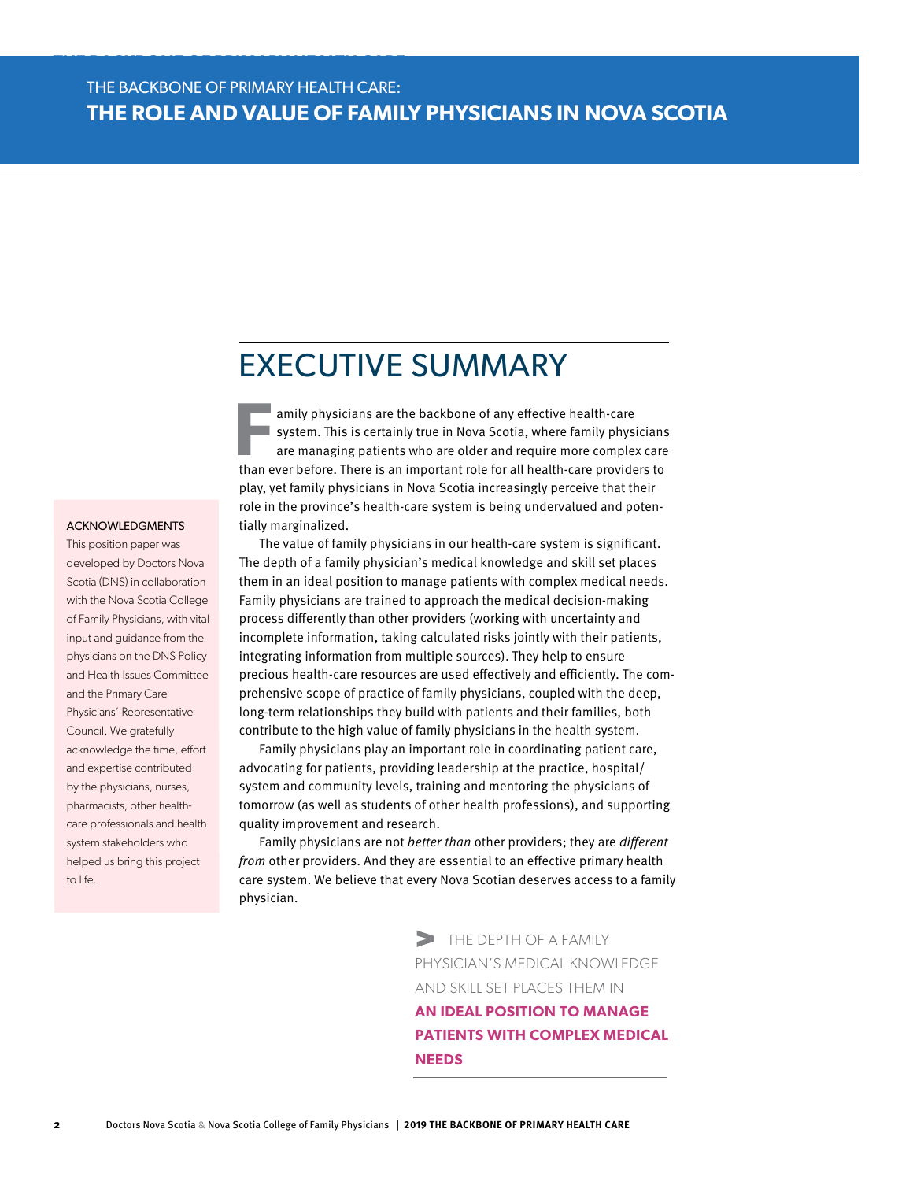THE BACKBONE OF PRIMARY HEALTH CARE:
**THE ROLE AND VALUE OF FAMILY PHYSICIANS IN NOVA SCOTIA**

# EXECUTIVE SUMMARY

Family physicians are the backbone of any effective health-care system. This is certainly true in Nova Scotia, where family physicians are managing patients who are older and require more complex care than ever before. There is an important role for all health-care providers to play, yet family physicians in Nova Scotia increasingly perceive that their role in the province's health-care system is being undervalued and potentially marginalized.

The value of family physicians in our health-care system is significant. The depth of a family physician's medical knowledge and skill set places them in an ideal position to manage patients with complex medical needs. Family physicians are trained to approach the medical decision-making process differently than other providers (working with uncertainty and incomplete information, taking calculated risks jointly with their patients, integrating information from multiple sources). They help to ensure precious health-care resources are used effectively and efficiently. The comprehensive scope of practice of family physicians, coupled with the deep, long-term relationships they build with patients and their families, both contribute to the high value of family physicians in the health system.

Family physicians play an important role in coordinating patient care, advocating for patients, providing leadership at the practice, hospital/system and community levels, training and mentoring the physicians of tomorrow (as well as students of other health professions), and supporting quality improvement and research.

Family physicians are not *better than* other providers; they are *different from* other providers. And they are essential to an effective primary health care system. We believe that every Nova Scotian deserves access to a family physician.

> THE DEPTH OF A FAMILY PHYSICIAN'S MEDICAL KNOWLEDGE AND SKILL SET PLACES THEM IN **AN IDEAL POSITION TO MANAGE PATIENTS WITH COMPLEX MEDICAL NEEDS**

**ACKNOWLEDGMENTS**

This position paper was developed by Doctors Nova Scotia (DNS) in collaboration with the Nova Scotia College of Family Physicians, with vital input and guidance from the physicians on the DNS Policy and Health Issues Committee and the Primary Care Physicians' Representative Council. We gratefully acknowledge the time, effort and expertise contributed by the physicians, nurses, pharmacists, other health-care professionals and health system stakeholders who helped us bring this project to life.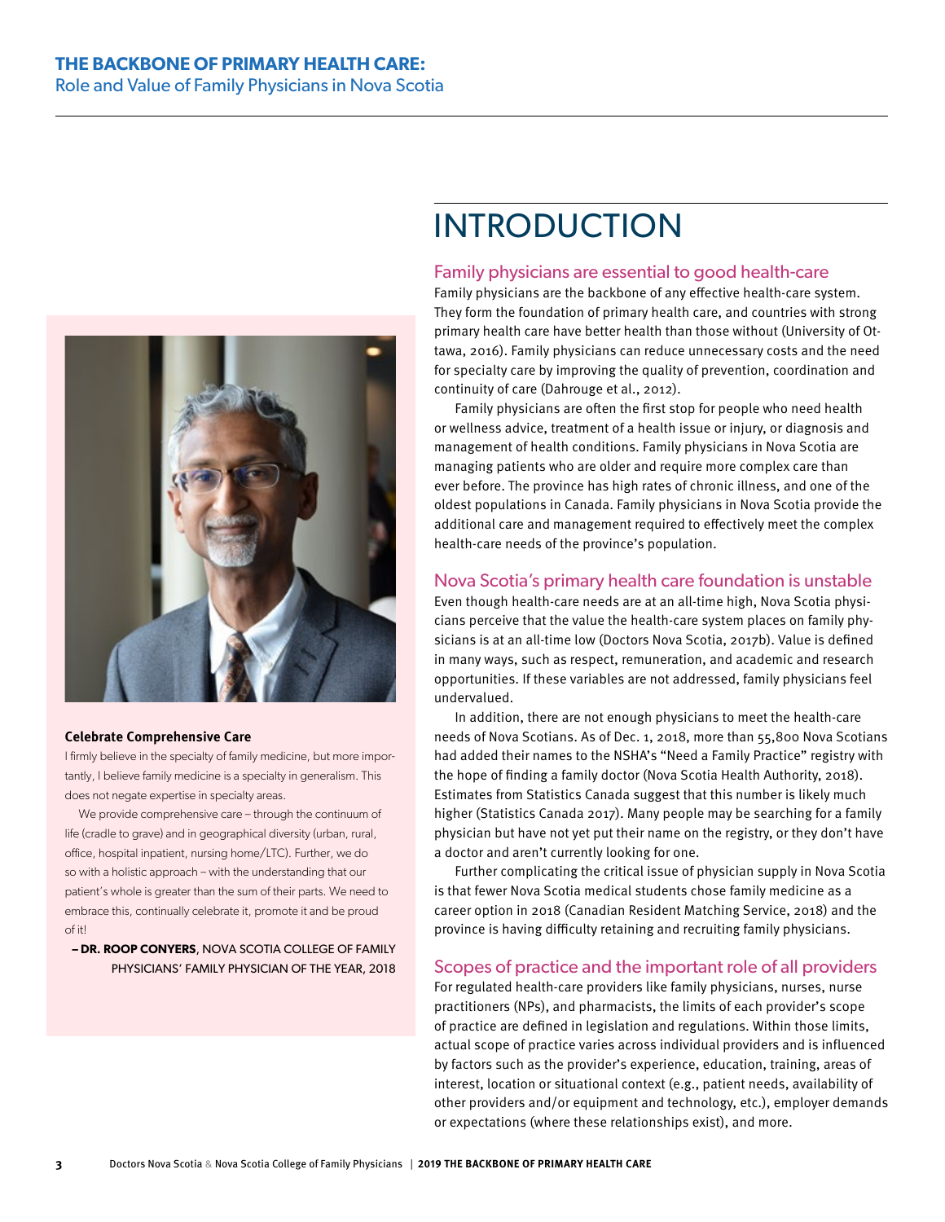# INTRODUCTION

## Family physicians are essential to good health-care

Family physicians are the backbone of any effective health-care system. They form the foundation of primary health care, and countries with strong primary health care have better health than those without (University of Ottawa, 2016). Family physicians can reduce unnecessary costs and the need for specialty care by improving the quality of prevention, coordination and continuity of care (Dahrouge et al., 2012).

Family physicians are often the first stop for people who need health or wellness advice, treatment of a health issue or injury, or diagnosis and management of health conditions. Family physicians in Nova Scotia are managing patients who are older and require more complex care than ever before. The province has high rates of chronic illness, and one of the oldest populations in Canada. Family physicians in Nova Scotia provide the additional care and management required to effectively meet the complex health-care needs of the province's population.

## Nova Scotia's primary health care foundation is unstable

Even though health-care needs are at an all-time high, Nova Scotia physicians perceive that the value the health-care system places on family physicians is at an all-time low (Doctors Nova Scotia, 2017b). Value is defined in many ways, such as respect, remuneration, and academic and research opportunities. If these variables are not addressed, family physicians feel undervalued.

In addition, there are not enough physicians to meet the health-care needs of Nova Scotians. As of Dec. 1, 2018, more than 55,800 Nova Scotians had added their names to the NSHA's "Need a Family Practice" registry with the hope of finding a family doctor (Nova Scotia Health Authority, 2018). Estimates from Statistics Canada suggest that this number is likely much higher (Statistics Canada 2017). Many people may be searching for a family physician but have not yet put their name on the registry, or they don't have a doctor and aren't currently looking for one.

Further complicating the critical issue of physician supply in Nova Scotia is that fewer Nova Scotia medical students chose family medicine as a career option in 2018 (Canadian Resident Matching Service, 2018) and the province is having difficulty retaining and recruiting family physicians.

## Scopes of practice and the important role of all providers

For regulated health-care providers like family physicians, nurses, nurse practitioners (NPs), and pharmacists, the limits of each provider's scope of practice are defined in legislation and regulations. Within those limits, actual scope of practice varies across individual providers and is influenced by factors such as the provider's experience, education, training, areas of interest, location or situational context (e.g., patient needs, availability of other providers and/or equipment and technology, etc.), employer demands or expectations (where these relationships exist), and more.

**Celebrate Comprehensive Care**

I firmly believe in the specialty of family medicine, but more importantly, I believe family medicine is a specialty in generalism. This does not negate expertise in specialty areas.

We provide comprehensive care – through the continuum of life (cradle to grave) and in geographical diversity (urban, rural, office, hospital inpatient, nursing home/LTC). Further, we do so with a holistic approach – with the understanding that our patient's whole is greater than the sum of their parts. We need to embrace this, continually celebrate it, promote it and be proud of it!

– **DR. ROOP CONYERS**, NOVA SCOTIA COLLEGE OF FAMILY PHYSICIANS' FAMILY PHYSICIAN OF THE YEAR, 2018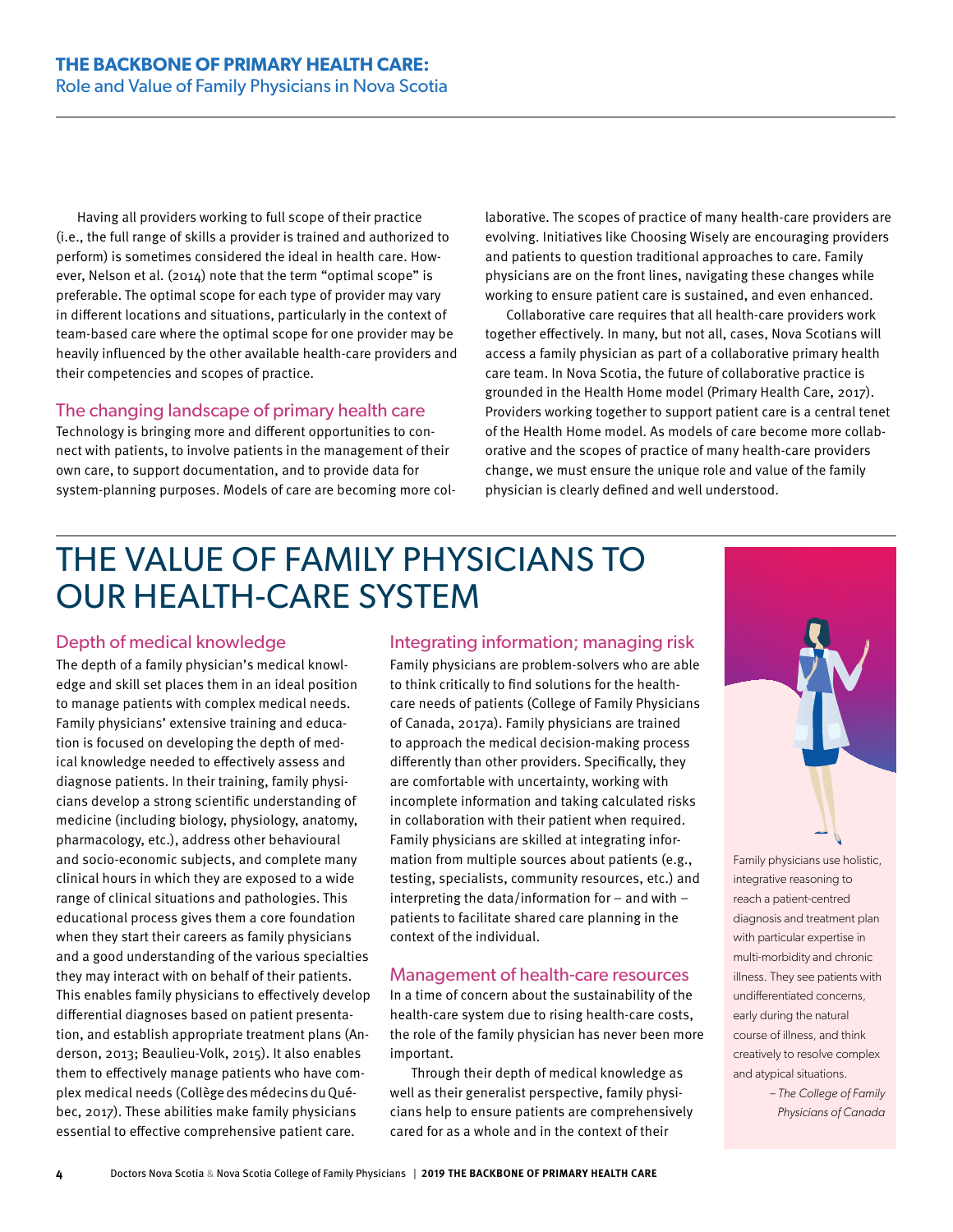Having all providers working to full scope of their practice (i.e., the full range of skills a provider is trained and authorized to perform) is sometimes considered the ideal in health care. However, Nelson et al. (2014) note that the term "optimal scope" is preferable. The optimal scope for each type of provider may vary in different locations and situations, particularly in the context of team-based care where the optimal scope for one provider may be heavily influenced by the other available health-care providers and their competencies and scopes of practice.

### The changing landscape of primary health care

Technology is bringing more and different opportunities to connect with patients, to involve patients in the management of their own care, to support documentation, and to provide data for system-planning purposes. Models of care are becoming more collaborative. The scopes of practice of many health-care providers are evolving. Initiatives like Choosing Wisely are encouraging providers and patients to question traditional approaches to care. Family physicians are on the front lines, navigating these changes while working to ensure patient care is sustained, and even enhanced.

Collaborative care requires that all health-care providers work together effectively. In many, but not all, cases, Nova Scotians will access a family physician as part of a collaborative primary health care team. In Nova Scotia, the future of collaborative practice is grounded in the Health Home model (Primary Health Care, 2017). Providers working together to support patient care is a central tenet of the Health Home model. As models of care become more collaborative and the scopes of practice of many health-care providers change, we must ensure the unique role and value of the family physician is clearly defined and well understood.

## THE VALUE OF FAMILY PHYSICIANS TO OUR HEALTH-CARE SYSTEM

### Depth of medical knowledge

The depth of a family physician's medical knowledge and skill set places them in an ideal position to manage patients with complex medical needs. Family physicians' extensive training and education is focused on developing the depth of medical knowledge needed to effectively assess and diagnose patients. In their training, family physicians develop a strong scientific understanding of medicine (including biology, physiology, anatomy, pharmacology, etc.), address other behavioural and socio-economic subjects, and complete many clinical hours in which they are exposed to a wide range of clinical situations and pathologies. This educational process gives them a core foundation when they start their careers as family physicians and a good understanding of the various specialties they may interact with on behalf of their patients. This enables family physicians to effectively develop differential diagnoses based on patient presentation, and establish appropriate treatment plans (Anderson, 2013; Beaulieu-Volk, 2015). It also enables them to effectively manage patients who have complex medical needs (Collège des médecins du Québec, 2017). These abilities make family physicians essential to effective comprehensive patient care.

### Integrating information; managing risk

Family physicians are problem-solvers who are able to think critically to find solutions for the health-care needs of patients (College of Family Physicians of Canada, 2017a). Family physicians are trained to approach the medical decision-making process differently than other providers. Specifically, they are comfortable with uncertainty, working with incomplete information and taking calculated risks in collaboration with their patient when required. Family physicians are skilled at integrating information from multiple sources about patients (e.g., testing, specialists, community resources, etc.) and interpreting the data/information for – and with – patients to facilitate shared care planning in the context of the individual.

### Management of health-care resources

In a time of concern about the sustainability of the health-care system due to rising health-care costs, the role of the family physician has never been more important.

Through their depth of medical knowledge as well as their generalist perspective, family physicians help to ensure patients are comprehensively cared for as a whole and in the context of their

> Family physicians use holistic, integrative reasoning to reach a patient-centred diagnosis and treatment plan with particular expertise in multi-morbidity and chronic illness. They see patients with undifferentiated concerns, early during the natural course of illness, and think creatively to resolve complex and atypical situations.
>
> *– The College of Family Physicians of Canada*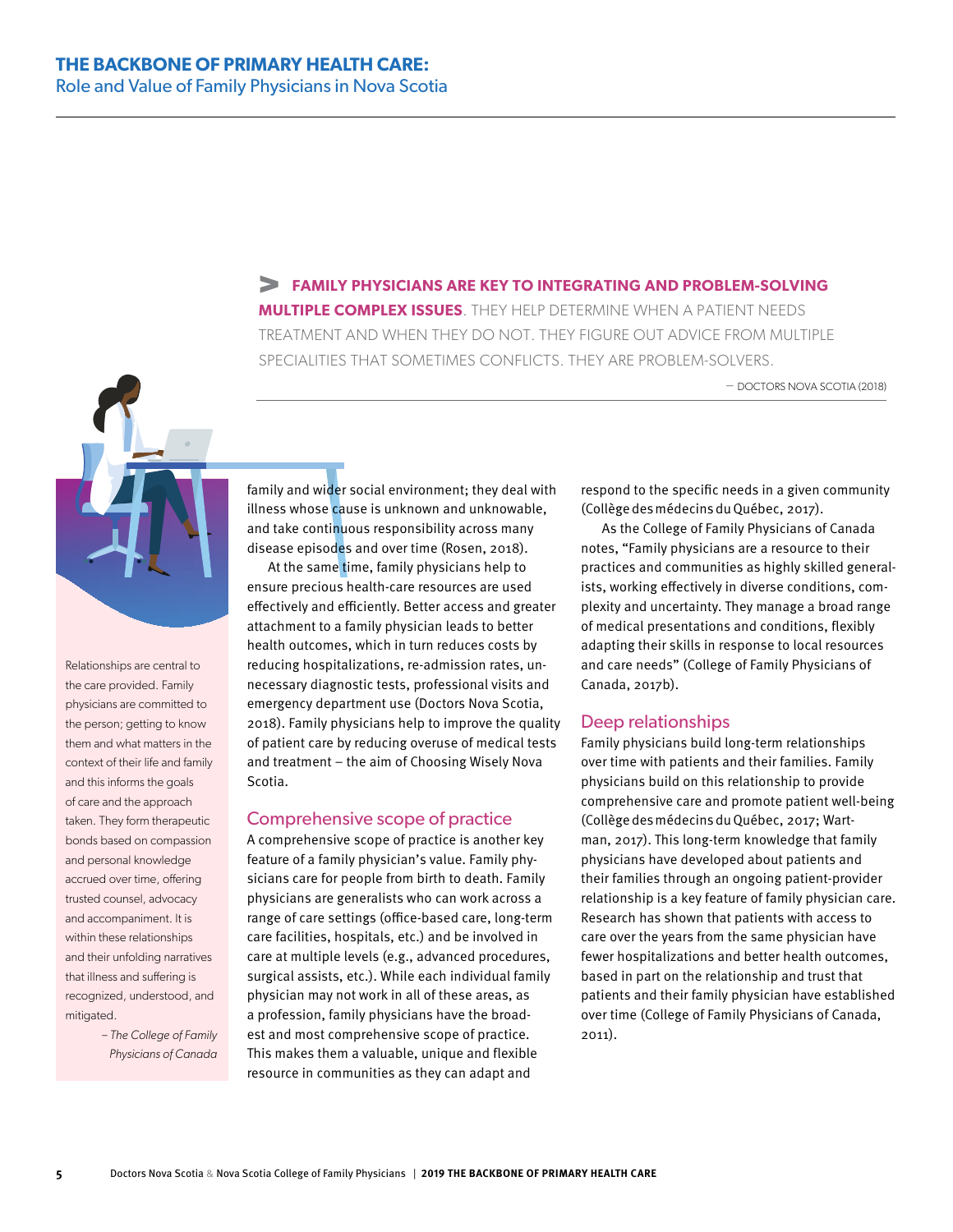> **FAMILY PHYSICIANS ARE KEY TO INTEGRATING AND PROBLEM-SOLVING MULTIPLE COMPLEX ISSUES**. THEY HELP DETERMINE WHEN A PATIENT NEEDS TREATMENT AND WHEN THEY DO NOT. THEY FIGURE OUT ADVICE FROM MULTIPLE SPECIALITIES THAT SOMETIMES CONFLICTS. THEY ARE PROBLEM-SOLVERS.
>
> — DOCTORS NOVA SCOTIA (2018)

Relationships are central to the care provided. Family physicians are committed to the person; getting to know them and what matters in the context of their life and family and this informs the goals of care and the approach taken. They form therapeutic bonds based on compassion and personal knowledge accrued over time, offering trusted counsel, advocacy and accompaniment. It is within these relationships and their unfolding narratives that illness and suffering is recognized, understood, and mitigated.

*– The College of Family Physicians of Canada*

family and wider social environment; they deal with illness whose cause is unknown and unknowable, and take continuous responsibility across many disease episodes and over time (Rosen, 2018).

At the same time, family physicians help to ensure precious health-care resources are used effectively and efficiently. Better access and greater attachment to a family physician leads to better health outcomes, which in turn reduces costs by reducing hospitalizations, re-admission rates, unnecessary diagnostic tests, professional visits and emergency department use (Doctors Nova Scotia, 2018). Family physicians help to improve the quality of patient care by reducing overuse of medical tests and treatment – the aim of Choosing Wisely Nova Scotia.

## Comprehensive scope of practice

A comprehensive scope of practice is another key feature of a family physician's value. Family physicians care for people from birth to death. Family physicians are generalists who can work across a range of care settings (office-based care, long-term care facilities, hospitals, etc.) and be involved in care at multiple levels (e.g., advanced procedures, surgical assists, etc.). While each individual family physician may not work in all of these areas, as a profession, family physicians have the broadest and most comprehensive scope of practice. This makes them a valuable, unique and flexible resource in communities as they can adapt and respond to the specific needs in a given community (Collège des médecins du Québec, 2017).

As the College of Family Physicians of Canada notes, "Family physicians are a resource to their practices and communities as highly skilled generalists, working effectively in diverse conditions, complexity and uncertainty. They manage a broad range of medical presentations and conditions, flexibly adapting their skills in response to local resources and care needs" (College of Family Physicians of Canada, 2017b).

## Deep relationships

Family physicians build long-term relationships over time with patients and their families. Family physicians build on this relationship to provide comprehensive care and promote patient well-being (Collège des médecins du Québec, 2017; Wartman, 2017). This long-term knowledge that family physicians have developed about patients and their families through an ongoing patient-provider relationship is a key feature of family physician care. Research has shown that patients with access to care over the years from the same physician have fewer hospitalizations and better health outcomes, based in part on the relationship and trust that patients and their family physician have established over time (College of Family Physicians of Canada, 2011).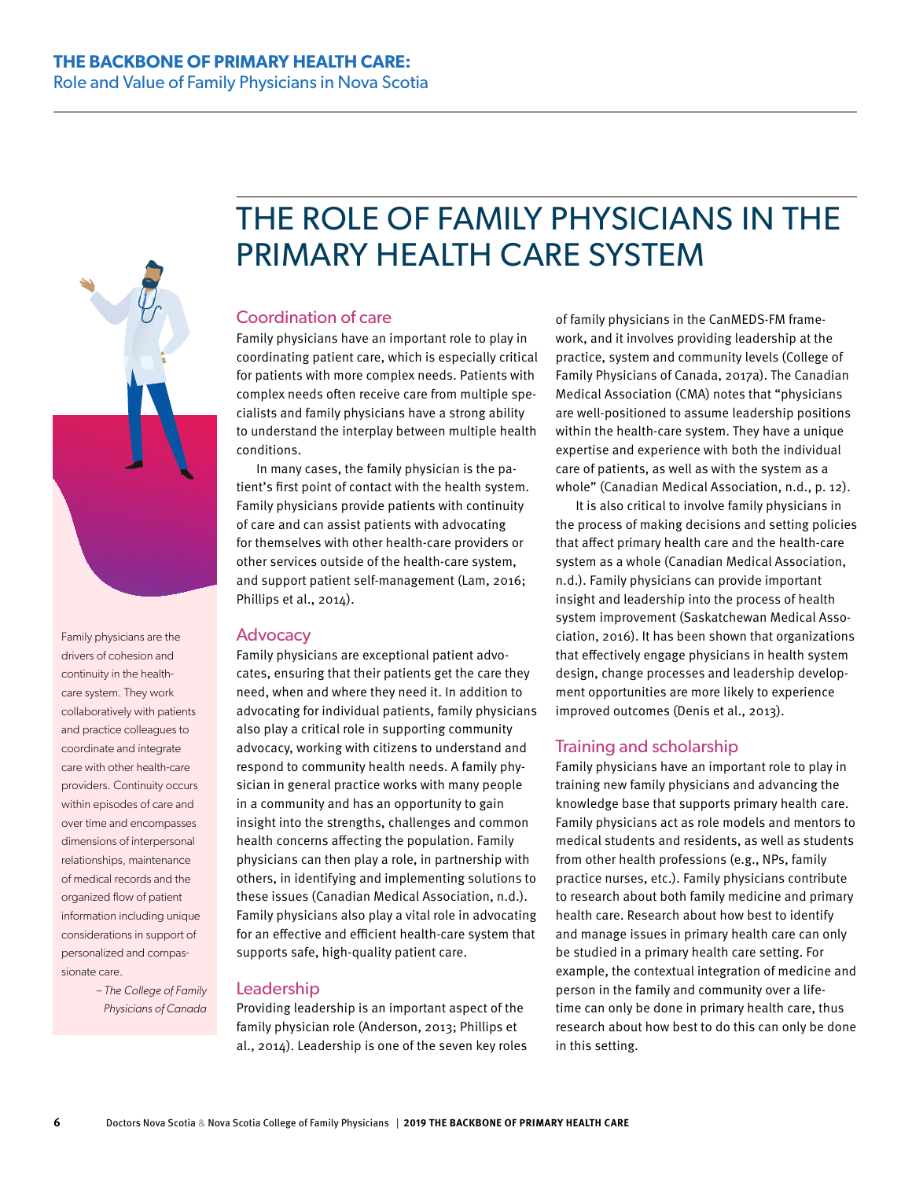# THE ROLE OF FAMILY PHYSICIANS IN THE PRIMARY HEALTH CARE SYSTEM

> Family physicians are the drivers of cohesion and continuity in the health-care system. They work collaboratively with patients and practice colleagues to coordinate and integrate care with other health-care providers. Continuity occurs within episodes of care and over time and encompasses dimensions of interpersonal relationships, maintenance of medical records and the organized flow of patient information including unique considerations in support of personalized and compassionate care.
>
> *– The College of Family Physicians of Canada*

## Coordination of care

Family physicians have an important role to play in coordinating patient care, which is especially critical for patients with more complex needs. Patients with complex needs often receive care from multiple specialists and family physicians have a strong ability to understand the interplay between multiple health conditions.

In many cases, the family physician is the patient's first point of contact with the health system. Family physicians provide patients with continuity of care and can assist patients with advocating for themselves with other health-care providers or other services outside of the health-care system, and support patient self-management (Lam, 2016; Phillips et al., 2014).

## Advocacy

Family physicians are exceptional patient advocates, ensuring that their patients get the care they need, when and where they need it. In addition to advocating for individual patients, family physicians also play a critical role in supporting community advocacy, working with citizens to understand and respond to community health needs. A family physician in general practice works with many people in a community and has an opportunity to gain insight into the strengths, challenges and common health concerns affecting the population. Family physicians can then play a role, in partnership with others, in identifying and implementing solutions to these issues (Canadian Medical Association, n.d.). Family physicians also play a vital role in advocating for an effective and efficient health-care system that supports safe, high-quality patient care.

## Leadership

Providing leadership is an important aspect of the family physician role (Anderson, 2013; Phillips et al., 2014). Leadership is one of the seven key roles of family physicians in the CanMEDS-FM framework, and it involves providing leadership at the practice, system and community levels (College of Family Physicians of Canada, 2017a). The Canadian Medical Association (CMA) notes that "physicians are well-positioned to assume leadership positions within the health-care system. They have a unique expertise and experience with both the individual care of patients, as well as with the system as a whole" (Canadian Medical Association, n.d., p. 12).

It is also critical to involve family physicians in the process of making decisions and setting policies that affect primary health care and the health-care system as a whole (Canadian Medical Association, n.d.). Family physicians can provide important insight and leadership into the process of health system improvement (Saskatchewan Medical Association, 2016). It has been shown that organizations that effectively engage physicians in health system design, change processes and leadership development opportunities are more likely to experience improved outcomes (Denis et al., 2013).

## Training and scholarship

Family physicians have an important role to play in training new family physicians and advancing the knowledge base that supports primary health care. Family physicians act as role models and mentors to medical students and residents, as well as students from other health professions (e.g., NPs, family practice nurses, etc.). Family physicians contribute to research about both family medicine and primary health care. Research about how best to identify and manage issues in primary health care can only be studied in a primary health care setting. For example, the contextual integration of medicine and person in the family and community over a lifetime can only be done in primary health care, thus research about how best to do this can only be done in this setting.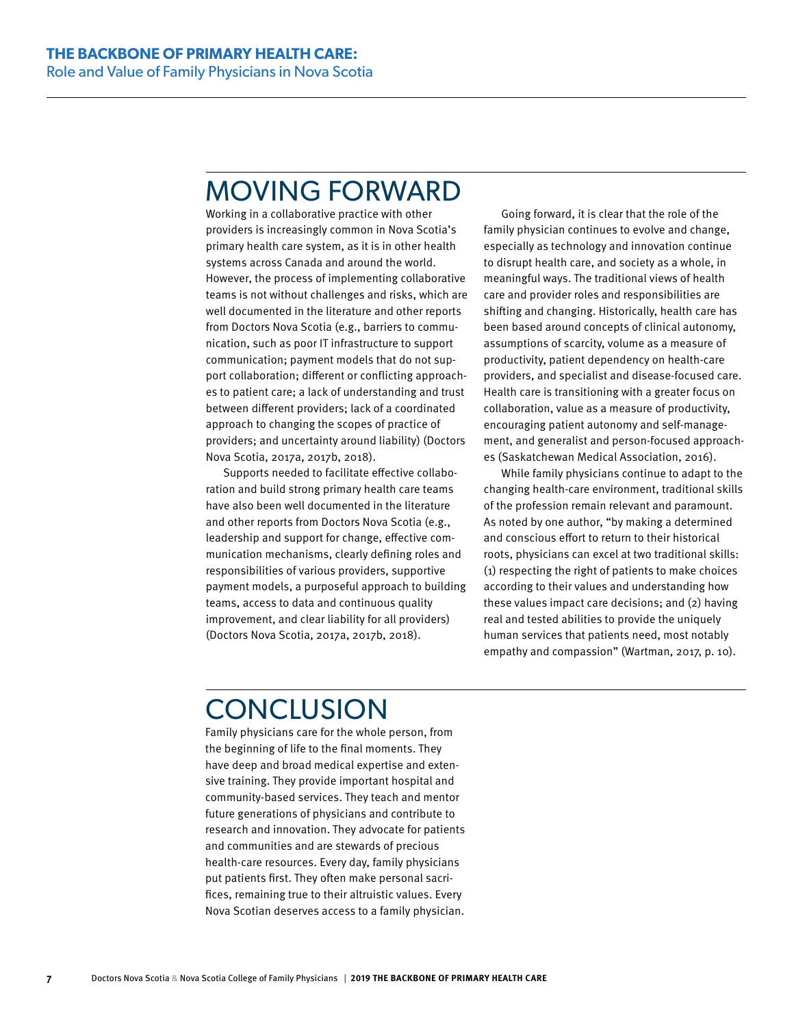## MOVING FORWARD

Working in a collaborative practice with other providers is increasingly common in Nova Scotia's primary health care system, as it is in other health systems across Canada and around the world. However, the process of implementing collaborative teams is not without challenges and risks, which are well documented in the literature and other reports from Doctors Nova Scotia (e.g., barriers to communication, such as poor IT infrastructure to support communication; payment models that do not support collaboration; different or conflicting approaches to patient care; a lack of understanding and trust between different providers; lack of a coordinated approach to changing the scopes of practice of providers; and uncertainty around liability) (Doctors Nova Scotia, 2017a, 2017b, 2018).

Supports needed to facilitate effective collaboration and build strong primary health care teams have also been well documented in the literature and other reports from Doctors Nova Scotia (e.g., leadership and support for change, effective communication mechanisms, clearly defining roles and responsibilities of various providers, supportive payment models, a purposeful approach to building teams, access to data and continuous quality improvement, and clear liability for all providers) (Doctors Nova Scotia, 2017a, 2017b, 2018).

Going forward, it is clear that the role of the family physician continues to evolve and change, especially as technology and innovation continue to disrupt health care, and society as a whole, in meaningful ways. The traditional views of health care and provider roles and responsibilities are shifting and changing. Historically, health care has been based around concepts of clinical autonomy, assumptions of scarcity, volume as a measure of productivity, patient dependency on health-care providers, and specialist and disease-focused care. Health care is transitioning with a greater focus on collaboration, value as a measure of productivity, encouraging patient autonomy and self-management, and generalist and person-focused approaches (Saskatchewan Medical Association, 2016).

While family physicians continue to adapt to the changing health-care environment, traditional skills of the profession remain relevant and paramount. As noted by one author, "by making a determined and conscious effort to return to their historical roots, physicians can excel at two traditional skills: (1) respecting the right of patients to make choices according to their values and understanding how these values impact care decisions; and (2) having real and tested abilities to provide the uniquely human services that patients need, most notably empathy and compassion" (Wartman, 2017, p. 10).

## CONCLUSION

Family physicians care for the whole person, from the beginning of life to the final moments. They have deep and broad medical expertise and extensive training. They provide important hospital and community-based services. They teach and mentor future generations of physicians and contribute to research and innovation. They advocate for patients and communities and are stewards of precious health-care resources. Every day, family physicians put patients first. They often make personal sacrifices, remaining true to their altruistic values. Every Nova Scotian deserves access to a family physician.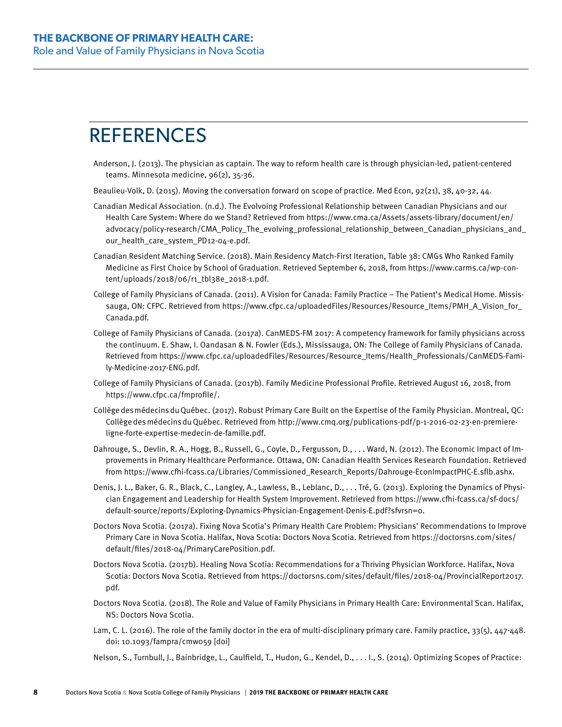# REFERENCES

Anderson, J. (2013). The physician as captain. The way to reform health care is through physician-led, patient-centered teams. Minnesota medicine, 96(2), 35-36.

Beaulieu-Volk, D. (2015). Moving the conversation forward on scope of practice. Med Econ, 92(21), 38, 40-32, 44.

Canadian Medical Association. (n.d.). The Evolvoing Professional Relationship between Canadian Physicians and our Health Care System: Where do we Stand? Retrieved from https://www.cma.ca/Assets/assets-library/document/en/advocacy/policy-research/CMA_Policy_The_evolving_professional_relationship_between_Canadian_physicians_and_our_health_care_system_PD12-04-e.pdf.

Canadian Resident Matching Service. (2018). Main Residency Match-First Iteration, Table 38: CMGs Who Ranked Family Medicine as First Choice by School of Graduation. Retrieved September 6, 2018, from https://www.carms.ca/wp-content/uploads/2018/06/r1_tbl38e_2018-1.pdf.

College of Family Physicians of Canada. (2011). A Vision for Canada: Family Practice – The Patient's Medical Home. Mississauga, ON: CFPC. Retrieved from https://www.cfpc.ca/uploadedFiles/Resources/Resource_Items/PMH_A_Vision_for_Canada.pdf.

College of Family Physicians of Canada. (2017a). CanMEDS-FM 2017: A competency framework for family physicians across the continuum. E. Shaw, I. Oandasan & N. Fowler (Eds.), Mississauga, ON: The College of Family Physicians of Canada. Retrieved from https://www.cfpc.ca/uploadedFiles/Resources/Resource_Items/Health_Professionals/CanMEDS-Family-Medicine-2017-ENG.pdf.

College of Family Physicians of Canada. (2017b). Family Medicine Professional Profile. Retrieved August 16, 2018, from https://www.cfpc.ca/fmprofile/.

Collège des médecins du Québec. (2017). Robust Primary Care Built on the Expertise of the Family Physician. Montreal, QC: Collège des médecins du Québec. Retrieved from http://www.cmq.org/publications-pdf/p-1-2016-02-23-en-premiere-ligne-forte-expertise-medecin-de-famille.pdf.

Dahrouge, S., Devlin, R. A., Hogg, B., Russell, G., Coyle, D., Fergusson, D., . . . Ward, N. (2012). The Economic Impact of Improvements in Primary Healthcare Performance. Ottawa, ON: Canadian Health Services Research Foundation. Retrieved from https://www.cfhi-fcass.ca/Libraries/Commissioned_Research_Reports/Dahrouge-EconImpactPHC-E.sflb.ashx.

Denis, J. L., Baker, G. R., Black, C., Langley, A., Lawless, B., Leblanc, D., . . . Tré, G. (2013). Exploring the Dynamics of Physician Engagement and Leadership for Health System Improvement. Retrieved from https://www.cfhi-fcass.ca/sf-docs/default-source/reports/Exploring-Dynamics-Physician-Engagement-Denis-E.pdf?sfvrsn=0.

Doctors Nova Scotia. (2017a). Fixing Nova Scotia's Primary Health Care Problem: Physicians' Recommendations to Improve Primary Care in Nova Scotia. Halifax, Nova Scotia: Doctors Nova Scotia. Retrieved from https://doctorsns.com/sites/default/files/2018-04/PrimaryCarePosition.pdf.

Doctors Nova Scotia. (2017b). Healing Nova Scotia: Recommendations for a Thriving Physician Workforce. Halifax, Nova Scotia: Doctors Nova Scotia. Retrieved from https://doctorsns.com/sites/default/files/2018-04/ProvincialReport2017.pdf.

Doctors Nova Scotia. (2018). The Role and Value of Family Physicians in Primary Health Care: Environmental Scan. Halifax, NS: Doctors Nova Scotia.

Lam, C. L. (2016). The role of the family doctor in the era of multi-disciplinary primary care. Family practice, 33(5), 447-448. doi: 10.1093/fampra/cmw059 [doi]

Nelson, S., Turnbull, J., Bainbridge, L., Caulfield, T., Hudon, G., Kendel, D., . . . I., S. (2014). Optimizing Scopes of Practice: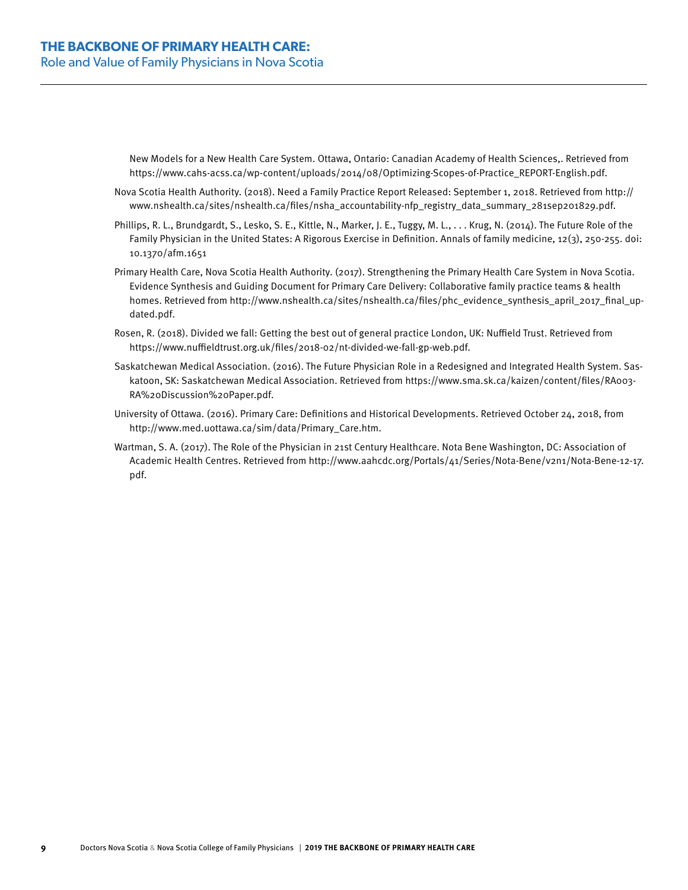New Models for a New Health Care System. Ottawa, Ontario: Canadian Academy of Health Sciences,. Retrieved from https://www.cahs-acss.ca/wp-content/uploads/2014/08/Optimizing-Scopes-of-Practice_REPORT-English.pdf.

Nova Scotia Health Authority. (2018). Need a Family Practice Report Released: September 1, 2018. Retrieved from http://www.nshealth.ca/sites/nshealth.ca/files/nsha_accountability-nfp_registry_data_summary_281sep201829.pdf.

Phillips, R. L., Brundgardt, S., Lesko, S. E., Kittle, N., Marker, J. E., Tuggy, M. L., . . . Krug, N. (2014). The Future Role of the Family Physician in the United States: A Rigorous Exercise in Definition. Annals of family medicine, 12(3), 250-255. doi: 10.1370/afm.1651

Primary Health Care, Nova Scotia Health Authority. (2017). Strengthening the Primary Health Care System in Nova Scotia. Evidence Synthesis and Guiding Document for Primary Care Delivery: Collaborative family practice teams & health homes. Retrieved from http://www.nshealth.ca/sites/nshealth.ca/files/phc_evidence_synthesis_april_2017_final_updated.pdf.

Rosen, R. (2018). Divided we fall: Getting the best out of general practice London, UK: Nuffield Trust. Retrieved from https://www.nuffieldtrust.org.uk/files/2018-02/nt-divided-we-fall-gp-web.pdf.

Saskatchewan Medical Association. (2016). The Future Physician Role in a Redesigned and Integrated Health System. Saskatoon, SK: Saskatchewan Medical Association. Retrieved from https://www.sma.sk.ca/kaizen/content/files/RA003-RA%20Discussion%20Paper.pdf.

University of Ottawa. (2016). Primary Care: Definitions and Historical Developments. Retrieved October 24, 2018, from http://www.med.uottawa.ca/sim/data/Primary_Care.htm.

Wartman, S. A. (2017). The Role of the Physician in 21st Century Healthcare. Nota Bene Washington, DC: Association of Academic Health Centres. Retrieved from http://www.aahcdc.org/Portals/41/Series/Nota-Bene/v2n1/Nota-Bene-12-17.pdf.